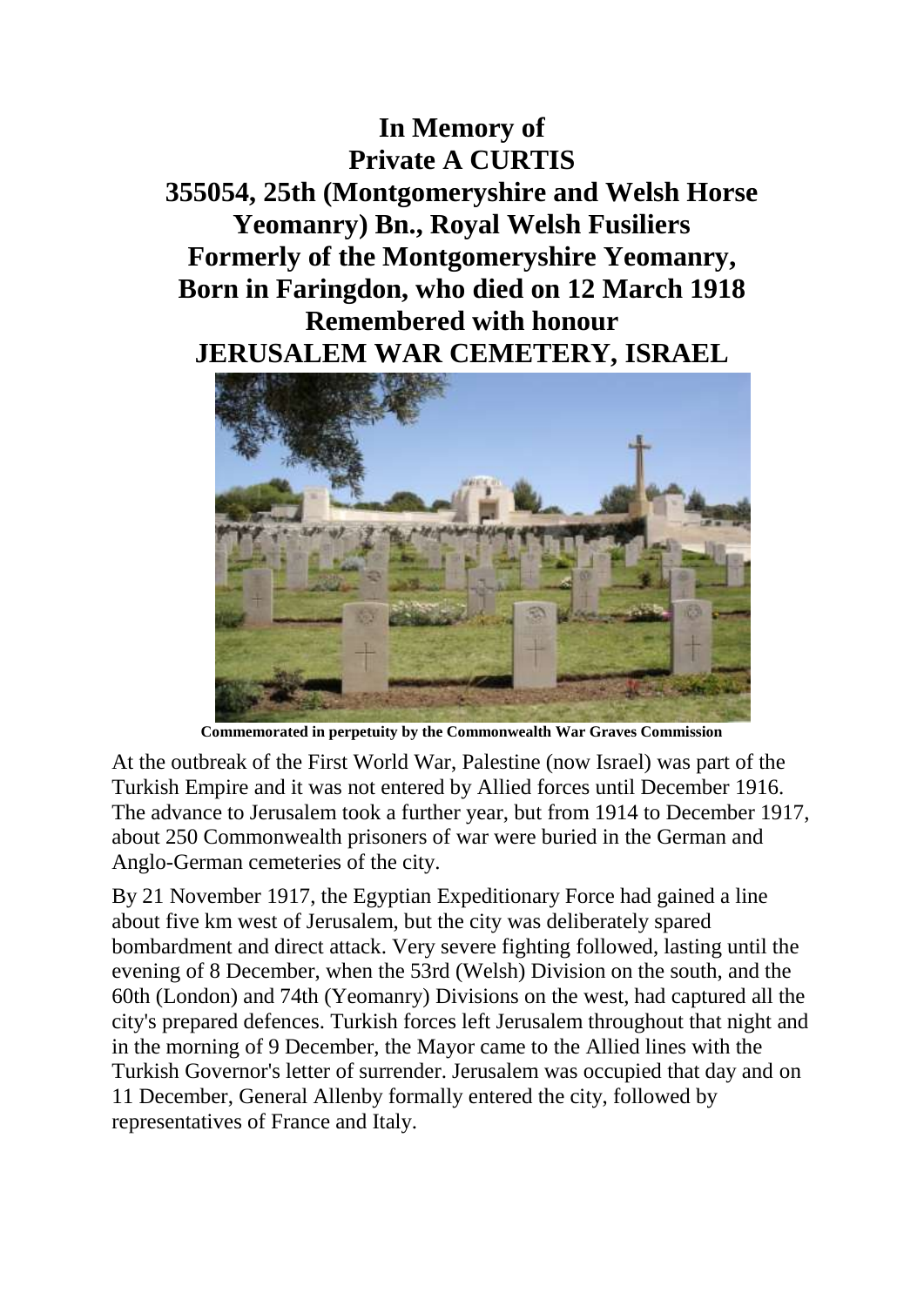# In Memory of
# Private A CURTIS
# 355054, 25th (Montgomeryshire and Welsh Horse Yeomanry) Bn., Royal Welsh Fusiliers
# Formerly of the Montgomeryshire Yeomanry, Born in Faringdon, who died on 12 March 1918
# Remembered with honour
# JERUSALEM WAR CEMETERY, ISRAEL

**Commemorated in perpetuity by the Commonwealth War Graves Commission**

At the outbreak of the First World War, Palestine (now Israel) was part of the Turkish Empire and it was not entered by Allied forces until December 1916. The advance to Jerusalem took a further year, but from 1914 to December 1917, about 250 Commonwealth prisoners of war were buried in the German and Anglo-German cemeteries of the city.

By 21 November 1917, the Egyptian Expeditionary Force had gained a line about five km west of Jerusalem, but the city was deliberately spared bombardment and direct attack. Very severe fighting followed, lasting until the evening of 8 December, when the 53rd (Welsh) Division on the south, and the 60th (London) and 74th (Yeomanry) Divisions on the west, had captured all the city's prepared defences. Turkish forces left Jerusalem throughout that night and in the morning of 9 December, the Mayor came to the Allied lines with the Turkish Governor's letter of surrender. Jerusalem was occupied that day and on 11 December, General Allenby formally entered the city, followed by representatives of France and Italy.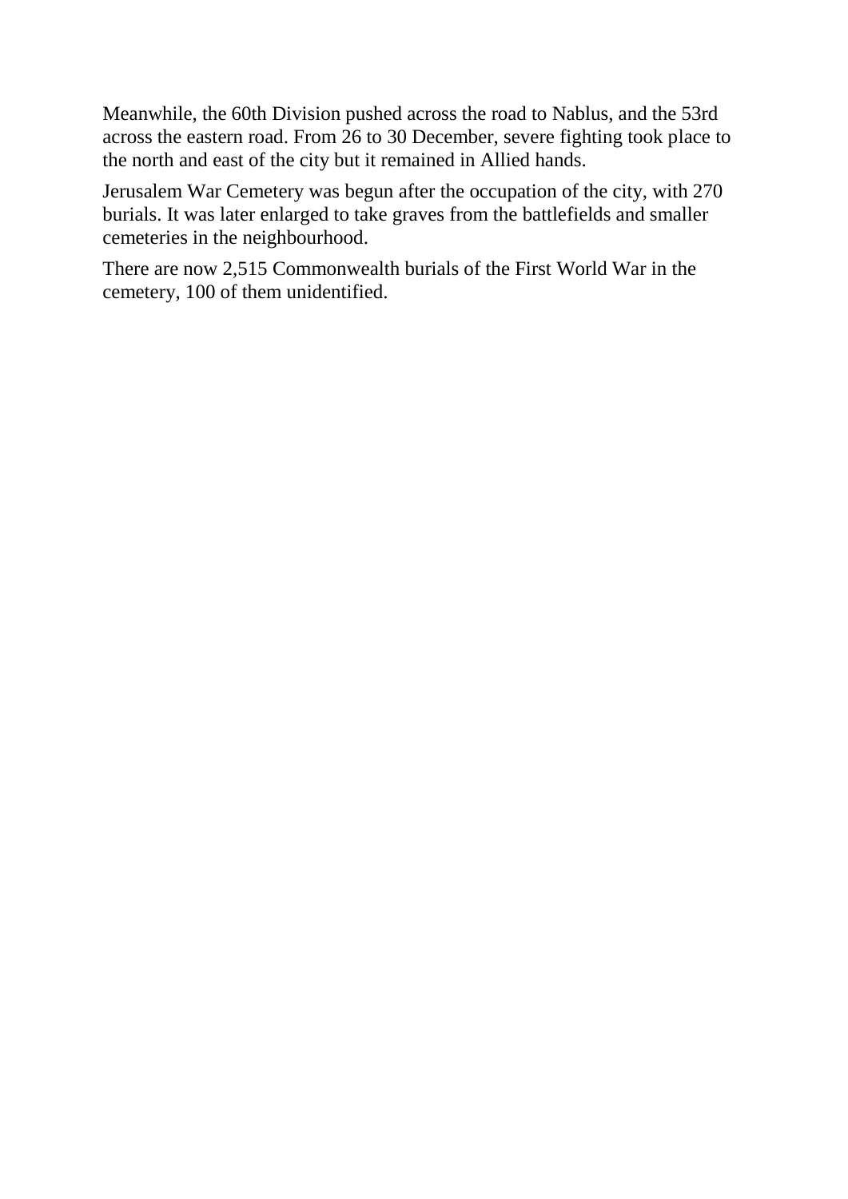Meanwhile, the 60th Division pushed across the road to Nablus, and the 53rd across the eastern road. From 26 to 30 December, severe fighting took place to the north and east of the city but it remained in Allied hands.

Jerusalem War Cemetery was begun after the occupation of the city, with 270 burials. It was later enlarged to take graves from the battlefields and smaller cemeteries in the neighbourhood.

There are now 2,515 Commonwealth burials of the First World War in the cemetery, 100 of them unidentified.